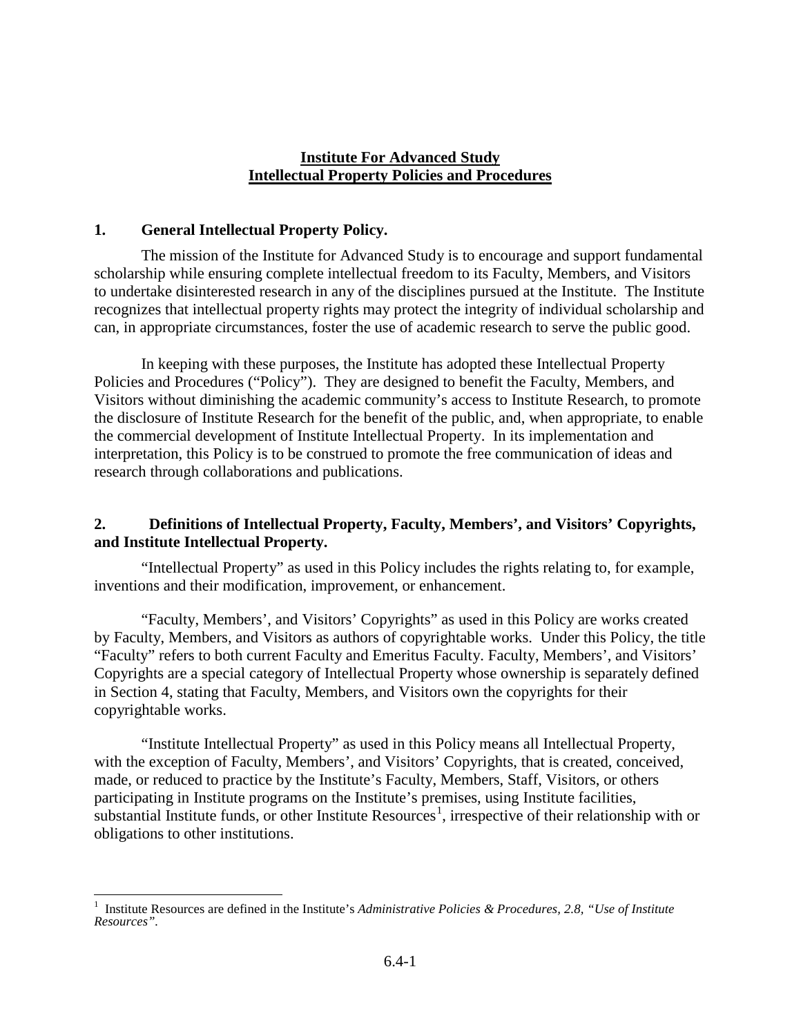# Institute For Advanced Study
# Intellectual Property Policies and Procedures

## 1. General Intellectual Property Policy.

The mission of the Institute for Advanced Study is to encourage and support fundamental scholarship while ensuring complete intellectual freedom to its Faculty, Members, and Visitors to undertake disinterested research in any of the disciplines pursued at the Institute. The Institute recognizes that intellectual property rights may protect the integrity of individual scholarship and can, in appropriate circumstances, foster the use of academic research to serve the public good.

In keeping with these purposes, the Institute has adopted these Intellectual Property Policies and Procedures ("Policy"). They are designed to benefit the Faculty, Members, and Visitors without diminishing the academic community's access to Institute Research, to promote the disclosure of Institute Research for the benefit of the public, and, when appropriate, to enable the commercial development of Institute Intellectual Property. In its implementation and interpretation, this Policy is to be construed to promote the free communication of ideas and research through collaborations and publications.

## 2. Definitions of Intellectual Property, Faculty, Members', and Visitors' Copyrights, and Institute Intellectual Property.

"Intellectual Property" as used in this Policy includes the rights relating to, for example, inventions and their modification, improvement, or enhancement.

"Faculty, Members', and Visitors' Copyrights" as used in this Policy are works created by Faculty, Members, and Visitors as authors of copyrightable works. Under this Policy, the title "Faculty" refers to both current Faculty and Emeritus Faculty. Faculty, Members', and Visitors' Copyrights are a special category of Intellectual Property whose ownership is separately defined in Section 4, stating that Faculty, Members, and Visitors own the copyrights for their copyrightable works.

"Institute Intellectual Property" as used in this Policy means all Intellectual Property, with the exception of Faculty, Members', and Visitors' Copyrights, that is created, conceived, made, or reduced to practice by the Institute's Faculty, Members, Staff, Visitors, or others participating in Institute programs on the Institute's premises, using Institute facilities, substantial Institute funds, or other Institute Resources[1], irrespective of their relationship with or obligations to other institutions.

[1] Institute Resources are defined in the Institute's *Administrative Policies & Procedures, 2.8, "Use of Institute Resources"*.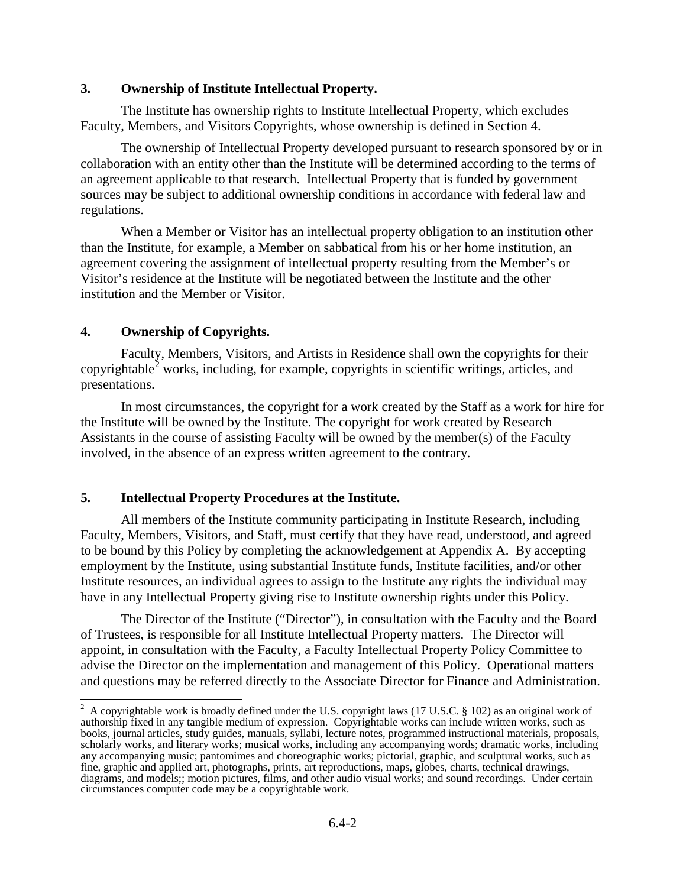## 3. Ownership of Institute Intellectual Property.

The Institute has ownership rights to Institute Intellectual Property, which excludes Faculty, Members, and Visitors Copyrights, whose ownership is defined in Section 4.

The ownership of Intellectual Property developed pursuant to research sponsored by or in collaboration with an entity other than the Institute will be determined according to the terms of an agreement applicable to that research. Intellectual Property that is funded by government sources may be subject to additional ownership conditions in accordance with federal law and regulations.

When a Member or Visitor has an intellectual property obligation to an institution other than the Institute, for example, a Member on sabbatical from his or her home institution, an agreement covering the assignment of intellectual property resulting from the Member's or Visitor's residence at the Institute will be negotiated between the Institute and the other institution and the Member or Visitor.

## 4. Ownership of Copyrights.

Faculty, Members, Visitors, and Artists in Residence shall own the copyrights for their copyrightable[2] works, including, for example, copyrights in scientific writings, articles, and presentations.

In most circumstances, the copyright for a work created by the Staff as a work for hire for the Institute will be owned by the Institute. The copyright for work created by Research Assistants in the course of assisting Faculty will be owned by the member(s) of the Faculty involved, in the absence of an express written agreement to the contrary.

## 5. Intellectual Property Procedures at the Institute.

All members of the Institute community participating in Institute Research, including Faculty, Members, Visitors, and Staff, must certify that they have read, understood, and agreed to be bound by this Policy by completing the acknowledgement at Appendix A. By accepting employment by the Institute, using substantial Institute funds, Institute facilities, and/or other Institute resources, an individual agrees to assign to the Institute any rights the individual may have in any Intellectual Property giving rise to Institute ownership rights under this Policy.

The Director of the Institute ("Director"), in consultation with the Faculty and the Board of Trustees, is responsible for all Institute Intellectual Property matters. The Director will appoint, in consultation with the Faculty, a Faculty Intellectual Property Policy Committee to advise the Director on the implementation and management of this Policy. Operational matters and questions may be referred directly to the Associate Director for Finance and Administration.

---

[2] A copyrightable work is broadly defined under the U.S. copyright laws (17 U.S.C. § 102) as an original work of authorship fixed in any tangible medium of expression. Copyrightable works can include written works, such as books, journal articles, study guides, manuals, syllabi, lecture notes, programmed instructional materials, proposals, scholarly works, and literary works; musical works, including any accompanying words; dramatic works, including any accompanying music; pantomimes and choreographic works; pictorial, graphic, and sculptural works, such as fine, graphic and applied art, photographs, prints, art reproductions, maps, globes, charts, technical drawings, diagrams, and models;; motion pictures, films, and other audio visual works; and sound recordings. Under certain circumstances computer code may be a copyrightable work.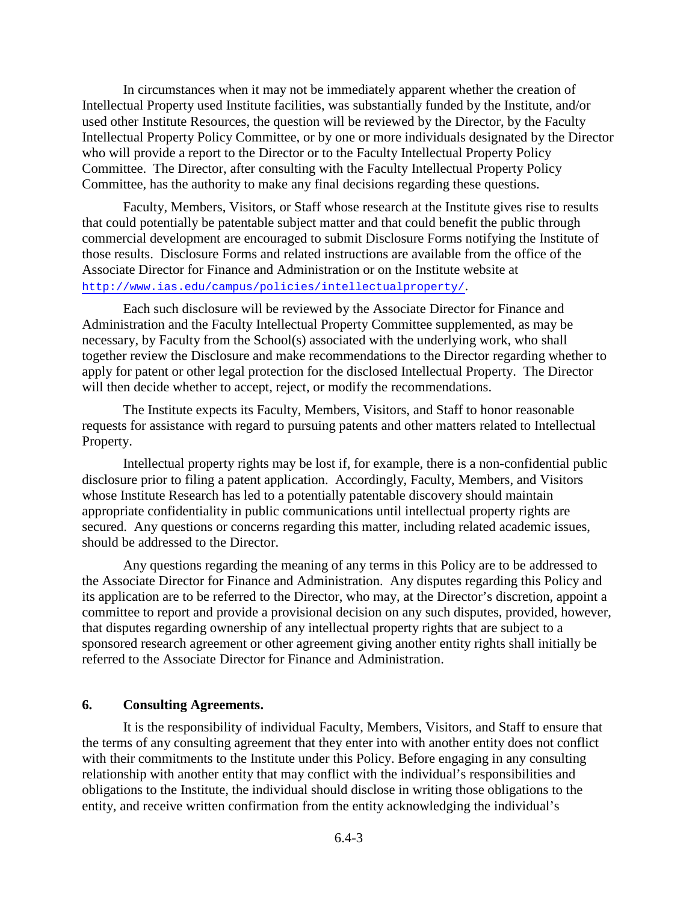In circumstances when it may not be immediately apparent whether the creation of Intellectual Property used Institute facilities, was substantially funded by the Institute, and/or used other Institute Resources, the question will be reviewed by the Director, by the Faculty Intellectual Property Policy Committee, or by one or more individuals designated by the Director who will provide a report to the Director or to the Faculty Intellectual Property Policy Committee. The Director, after consulting with the Faculty Intellectual Property Policy Committee, has the authority to make any final decisions regarding these questions.

Faculty, Members, Visitors, or Staff whose research at the Institute gives rise to results that could potentially be patentable subject matter and that could benefit the public through commercial development are encouraged to submit Disclosure Forms notifying the Institute of those results. Disclosure Forms and related instructions are available from the office of the Associate Director for Finance and Administration or on the Institute website at http://www.ias.edu/campus/policies/intellectualproperty/.

Each such disclosure will be reviewed by the Associate Director for Finance and Administration and the Faculty Intellectual Property Committee supplemented, as may be necessary, by Faculty from the School(s) associated with the underlying work, who shall together review the Disclosure and make recommendations to the Director regarding whether to apply for patent or other legal protection for the disclosed Intellectual Property. The Director will then decide whether to accept, reject, or modify the recommendations.

The Institute expects its Faculty, Members, Visitors, and Staff to honor reasonable requests for assistance with regard to pursuing patents and other matters related to Intellectual Property.

Intellectual property rights may be lost if, for example, there is a non-confidential public disclosure prior to filing a patent application. Accordingly, Faculty, Members, and Visitors whose Institute Research has led to a potentially patentable discovery should maintain appropriate confidentiality in public communications until intellectual property rights are secured. Any questions or concerns regarding this matter, including related academic issues, should be addressed to the Director.

Any questions regarding the meaning of any terms in this Policy are to be addressed to the Associate Director for Finance and Administration. Any disputes regarding this Policy and its application are to be referred to the Director, who may, at the Director's discretion, appoint a committee to report and provide a provisional decision on any such disputes, provided, however, that disputes regarding ownership of any intellectual property rights that are subject to a sponsored research agreement or other agreement giving another entity rights shall initially be referred to the Associate Director for Finance and Administration.

## 6. Consulting Agreements.

It is the responsibility of individual Faculty, Members, Visitors, and Staff to ensure that the terms of any consulting agreement that they enter into with another entity does not conflict with their commitments to the Institute under this Policy. Before engaging in any consulting relationship with another entity that may conflict with the individual's responsibilities and obligations to the Institute, the individual should disclose in writing those obligations to the entity, and receive written confirmation from the entity acknowledging the individual's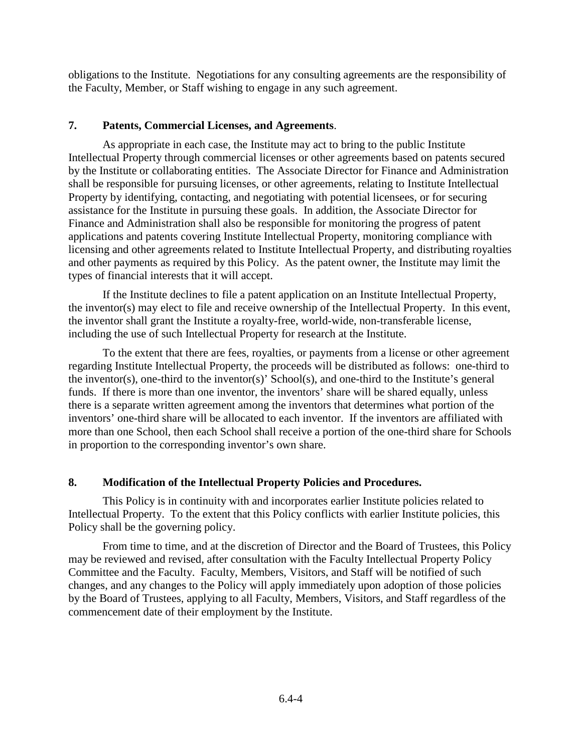obligations to the Institute. Negotiations for any consulting agreements are the responsibility of the Faculty, Member, or Staff wishing to engage in any such agreement.

## 7. Patents, Commercial Licenses, and Agreements.

As appropriate in each case, the Institute may act to bring to the public Institute Intellectual Property through commercial licenses or other agreements based on patents secured by the Institute or collaborating entities. The Associate Director for Finance and Administration shall be responsible for pursuing licenses, or other agreements, relating to Institute Intellectual Property by identifying, contacting, and negotiating with potential licensees, or for securing assistance for the Institute in pursuing these goals. In addition, the Associate Director for Finance and Administration shall also be responsible for monitoring the progress of patent applications and patents covering Institute Intellectual Property, monitoring compliance with licensing and other agreements related to Institute Intellectual Property, and distributing royalties and other payments as required by this Policy. As the patent owner, the Institute may limit the types of financial interests that it will accept.

If the Institute declines to file a patent application on an Institute Intellectual Property, the inventor(s) may elect to file and receive ownership of the Intellectual Property. In this event, the inventor shall grant the Institute a royalty-free, world-wide, non-transferable license, including the use of such Intellectual Property for research at the Institute.

To the extent that there are fees, royalties, or payments from a license or other agreement regarding Institute Intellectual Property, the proceeds will be distributed as follows: one-third to the inventor(s), one-third to the inventor(s)' School(s), and one-third to the Institute's general funds. If there is more than one inventor, the inventors' share will be shared equally, unless there is a separate written agreement among the inventors that determines what portion of the inventors' one-third share will be allocated to each inventor. If the inventors are affiliated with more than one School, then each School shall receive a portion of the one-third share for Schools in proportion to the corresponding inventor's own share.

## 8. Modification of the Intellectual Property Policies and Procedures.

This Policy is in continuity with and incorporates earlier Institute policies related to Intellectual Property. To the extent that this Policy conflicts with earlier Institute policies, this Policy shall be the governing policy.

From time to time, and at the discretion of Director and the Board of Trustees, this Policy may be reviewed and revised, after consultation with the Faculty Intellectual Property Policy Committee and the Faculty. Faculty, Members, Visitors, and Staff will be notified of such changes, and any changes to the Policy will apply immediately upon adoption of those policies by the Board of Trustees, applying to all Faculty, Members, Visitors, and Staff regardless of the commencement date of their employment by the Institute.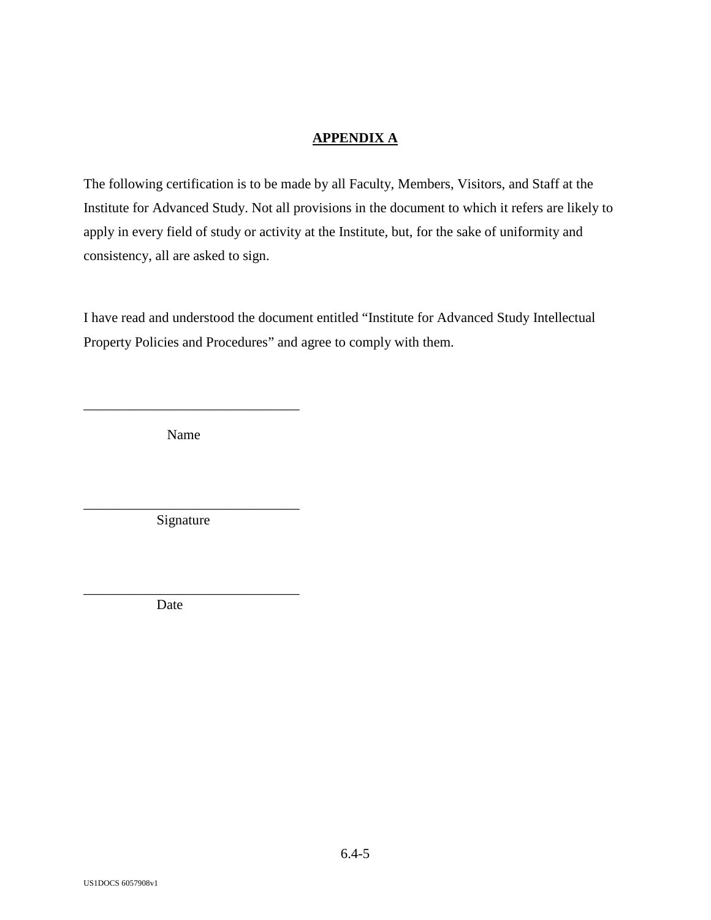## APPENDIX A

The following certification is to be made by all Faculty, Members, Visitors, and Staff at the Institute for Advanced Study. Not all provisions in the document to which it refers are likely to apply in every field of study or activity at the Institute, but, for the sake of uniformity and consistency, all are asked to sign.

I have read and understood the document entitled “Institute for Advanced Study Intellectual Property Policies and Procedures” and agree to comply with them.

_______________________________

Name

_______________________________

Signature

_______________________________

Date